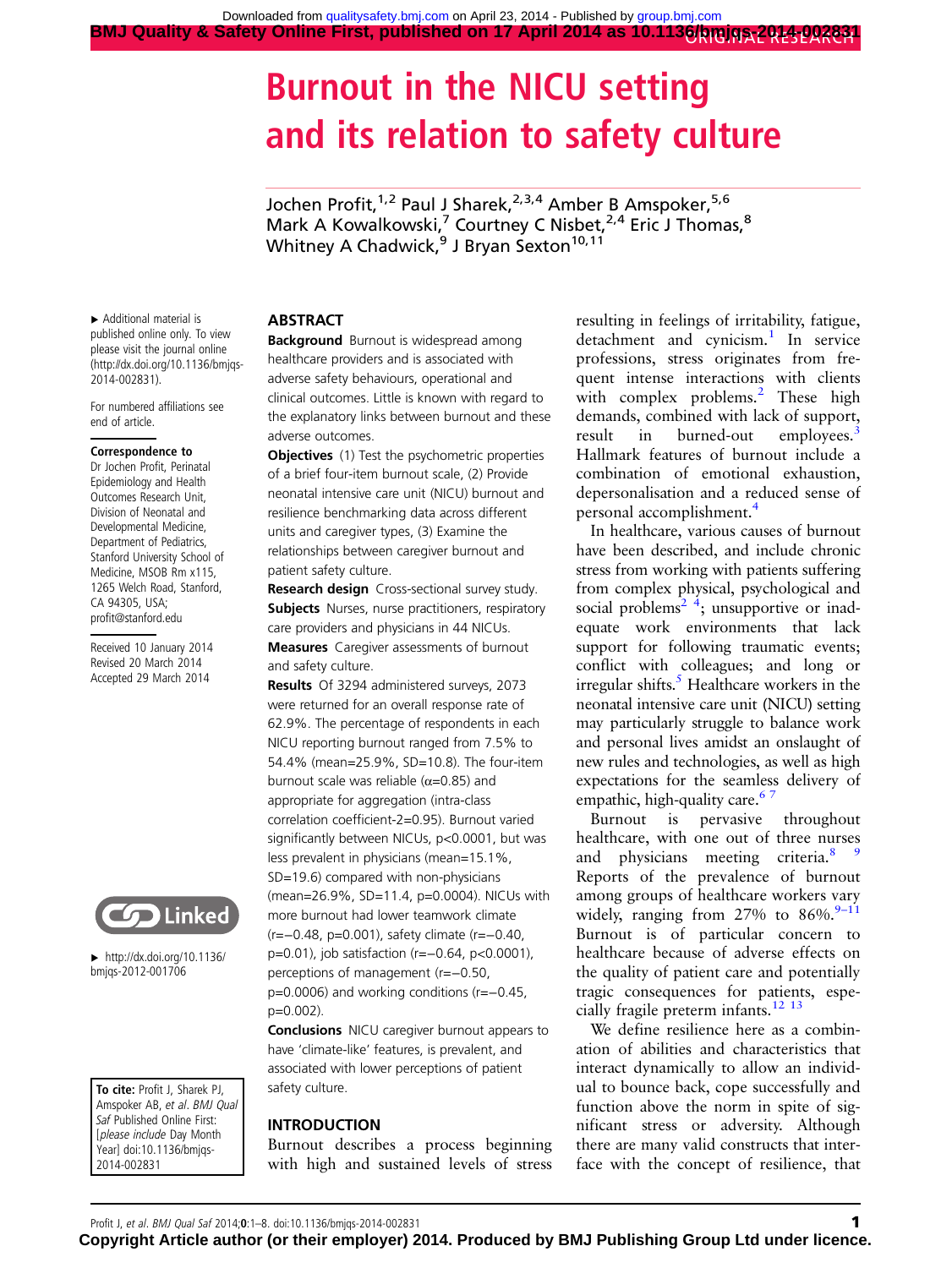# Burnout in the NICU setting and its relation to safety culture

Jochen Profit,[1,2] Paul J Sharek,[2,3,4] Amber B Amspoker,[5,6] Mark A Kowalkowski,[7] Courtney C Nisbet,[2,4] Eric J Thomas,[8] Whitney A Chadwick,[9] J Bryan Sexton[10,11]

▸ Additional material is published online only. To view please visit the journal online (http://dx.doi.org/10.1136/bmjqs-2014-002831).

For numbered affiliations see end of article.

**Correspondence to**
Dr Jochen Profit, Perinatal Epidemiology and Health Outcomes Research Unit, Division of Neonatal and Developmental Medicine, Department of Pediatrics, Stanford University School of Medicine, MSOB Rm x115, 1265 Welch Road, Stanford, CA 94305, USA; profit@stanford.edu

Received 10 January 2014
Revised 20 March 2014
Accepted 29 March 2014

▸ http://dx.doi.org/10.1136/bmjqs-2012-001706

**To cite:** Profit J, Sharek PJ, Amspoker AB, *et al*. *BMJ Qual Saf* Published Online First: [*please include* Day Month Year] doi:10.1136/bmjqs-2014-002831

## ABSTRACT

**Background** Burnout is widespread among healthcare providers and is associated with adverse safety behaviours, operational and clinical outcomes. Little is known with regard to the explanatory links between burnout and these adverse outcomes.

**Objectives** (1) Test the psychometric properties of a brief four-item burnout scale, (2) Provide neonatal intensive care unit (NICU) burnout and resilience benchmarking data across different units and caregiver types, (3) Examine the relationships between caregiver burnout and patient safety culture.

**Research design** Cross-sectional survey study.

**Subjects** Nurses, nurse practitioners, respiratory care providers and physicians in 44 NICUs.

**Measures** Caregiver assessments of burnout and safety culture.

**Results** Of 3294 administered surveys, 2073 were returned for an overall response rate of 62.9%. The percentage of respondents in each NICU reporting burnout ranged from 7.5% to 54.4% (mean=25.9%, SD=10.8). The four-item burnout scale was reliable (α=0.85) and appropriate for aggregation (intra-class correlation coefficient-2=0.95). Burnout varied significantly between NICUs, p<0.0001, but was less prevalent in physicians (mean=15.1%, SD=19.6) compared with non-physicians (mean=26.9%, SD=11.4, p=0.0004). NICUs with more burnout had lower teamwork climate (r=−0.48, p=0.001), safety climate (r=−0.40, p=0.01), job satisfaction (r=−0.64, p<0.0001), perceptions of management (r=−0.50, p=0.0006) and working conditions (r=−0.45, p=0.002).

**Conclusions** NICU caregiver burnout appears to have 'climate-like' features, is prevalent, and associated with lower perceptions of patient safety culture.

## INTRODUCTION

Burnout describes a process beginning with high and sustained levels of stress resulting in feelings of irritability, fatigue, detachment and cynicism.[1] In service professions, stress originates from frequent intense interactions with clients with complex problems.[2] These high demands, combined with lack of support, result in burned-out employees.[3] Hallmark features of burnout include a combination of emotional exhaustion, depersonalisation and a reduced sense of personal accomplishment.[4]

In healthcare, various causes of burnout have been described, and include chronic stress from working with patients suffering from complex physical, psychological and social problems[2 4]; unsupportive or inadequate work environments that lack support for following traumatic events; conflict with colleagues; and long or irregular shifts.[5] Healthcare workers in the neonatal intensive care unit (NICU) setting may particularly struggle to balance work and personal lives amidst an onslaught of new rules and technologies, as well as high expectations for the seamless delivery of empathic, high-quality care.[6 7]

Burnout is pervasive throughout healthcare, with one out of three nurses and physicians meeting criteria.[8 9] Reports of the prevalence of burnout among groups of healthcare workers vary widely, ranging from 27% to 86%.[9–11] Burnout is of particular concern to healthcare because of adverse effects on the quality of patient care and potentially tragic consequences for patients, especially fragile preterm infants.[12 13]

We define resilience here as a combination of abilities and characteristics that interact dynamically to allow an individual to bounce back, cope successfully and function above the norm in spite of significant stress or adversity. Although there are many valid constructs that interface with the concept of resilience, that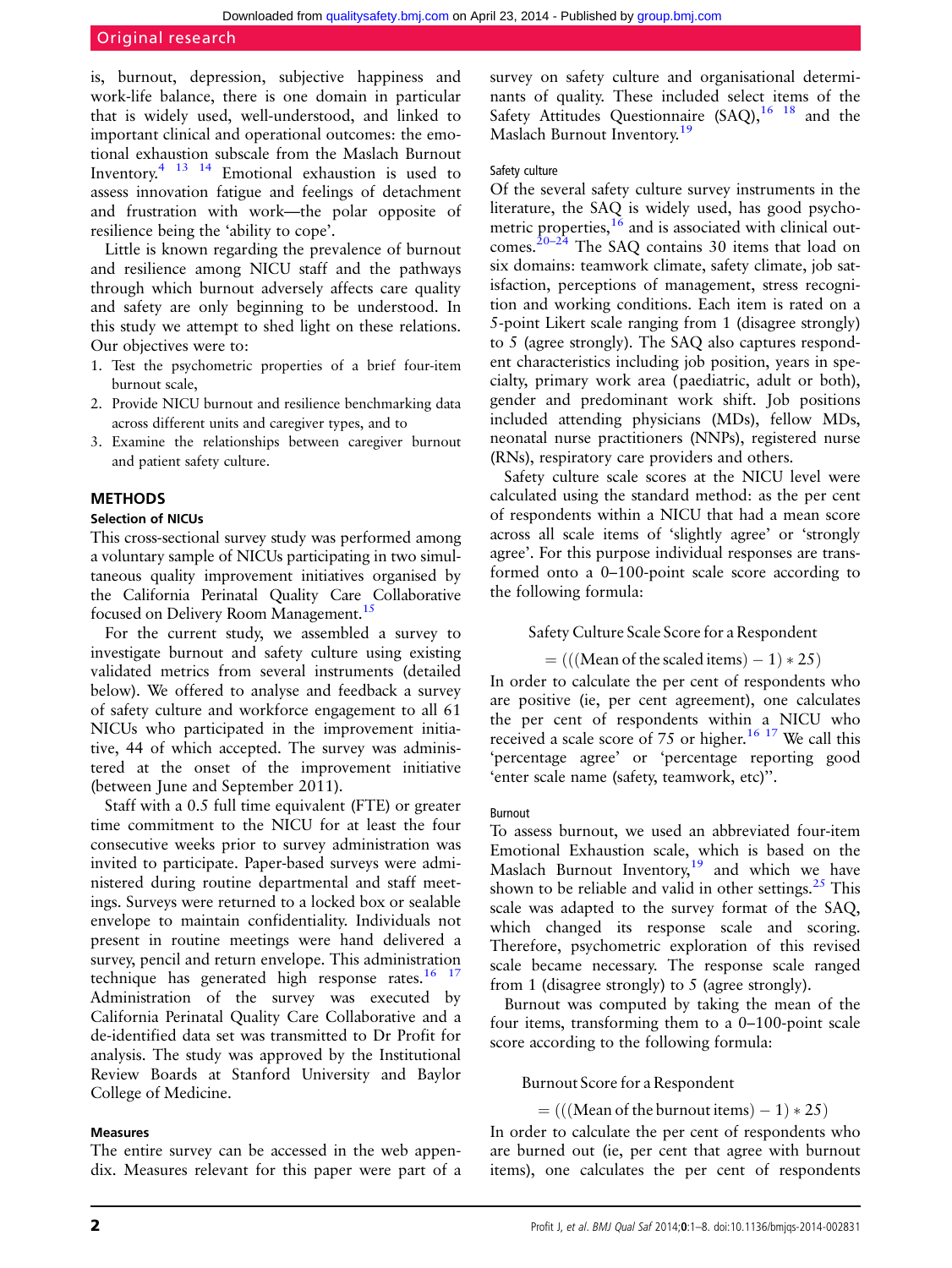is, burnout, depression, subjective happiness and work-life balance, there is one domain in particular that is widely used, well-understood, and linked to important clinical and operational outcomes: the emotional exhaustion subscale from the Maslach Burnout Inventory.[4 13 14] Emotional exhaustion is used to assess innovation fatigue and feelings of detachment and frustration with work—the polar opposite of resilience being the 'ability to cope'.

Little is known regarding the prevalence of burnout and resilience among NICU staff and the pathways through which burnout adversely affects care quality and safety are only beginning to be understood. In this study we attempt to shed light on these relations. Our objectives were to:

1. Test the psychometric properties of a brief four-item burnout scale,
2. Provide NICU burnout and resilience benchmarking data across different units and caregiver types, and to
3. Examine the relationships between caregiver burnout and patient safety culture.

## METHODS

### Selection of NICUs

This cross-sectional survey study was performed among a voluntary sample of NICUs participating in two simultaneous quality improvement initiatives organised by the California Perinatal Quality Care Collaborative focused on Delivery Room Management.[15]

For the current study, we assembled a survey to investigate burnout and safety culture using existing validated metrics from several instruments (detailed below). We offered to analyse and feedback a survey of safety culture and workforce engagement to all 61 NICUs who participated in the improvement initiative, 44 of which accepted. The survey was administered at the onset of the improvement initiative (between June and September 2011).

Staff with a 0.5 full time equivalent (FTE) or greater time commitment to the NICU for at least the four consecutive weeks prior to survey administration was invited to participate. Paper-based surveys were administered during routine departmental and staff meetings. Surveys were returned to a locked box or sealable envelope to maintain confidentiality. Individuals not present in routine meetings were hand delivered a survey, pencil and return envelope. This administration technique has generated high response rates.[16 17] Administration of the survey was executed by California Perinatal Quality Care Collaborative and a de-identified data set was transmitted to Dr Profit for analysis. The study was approved by the Institutional Review Boards at Stanford University and Baylor College of Medicine.

### Measures

The entire survey can be accessed in the web appendix. Measures relevant for this paper were part of a survey on safety culture and organisational determinants of quality. These included select items of the Safety Attitudes Questionnaire (SAQ),[16 18] and the Maslach Burnout Inventory.[19]

#### Safety culture

Of the several safety culture survey instruments in the literature, the SAQ is widely used, has good psychometric properties,[16] and is associated with clinical outcomes.[20–24] The SAQ contains 30 items that load on six domains: teamwork climate, safety climate, job satisfaction, perceptions of management, stress recognition and working conditions. Each item is rated on a 5-point Likert scale ranging from 1 (disagree strongly) to 5 (agree strongly). The SAQ also captures respondent characteristics including job position, years in specialty, primary work area (paediatric, adult or both), gender and predominant work shift. Job positions included attending physicians (MDs), fellow MDs, neonatal nurse practitioners (NNPs), registered nurse (RNs), respiratory care providers and others.

Safety culture scale scores at the NICU level were calculated using the standard method: as the per cent of respondents within a NICU that had a mean score across all scale items of 'slightly agree' or 'strongly agree'. For this purpose individual responses are transformed onto a 0–100-point scale score according to the following formula:

$$\text{Safety Culture Scale Score for a Respondent} = (((\text{Mean of the scaled items}) - 1) * 25)$$

In order to calculate the per cent of respondents who are positive (ie, per cent agreement), one calculates the per cent of respondents within a NICU who received a scale score of 75 or higher.[16 17] We call this 'percentage agree' or 'percentage reporting good 'enter scale name (safety, teamwork, etc)''.

#### Burnout

To assess burnout, we used an abbreviated four-item Emotional Exhaustion scale, which is based on the Maslach Burnout Inventory,[19] and which we have shown to be reliable and valid in other settings.[25] This scale was adapted to the survey format of the SAQ, which changed its response scale and scoring. Therefore, psychometric exploration of this revised scale became necessary. The response scale ranged from 1 (disagree strongly) to 5 (agree strongly).

Burnout was computed by taking the mean of the four items, transforming them to a 0–100-point scale score according to the following formula:

$$\text{Burnout Score for a Respondent} = (((\text{Mean of the burnout items}) - 1) * 25)$$

In order to calculate the per cent of respondents who are burned out (ie, per cent that agree with burnout items), one calculates the per cent of respondents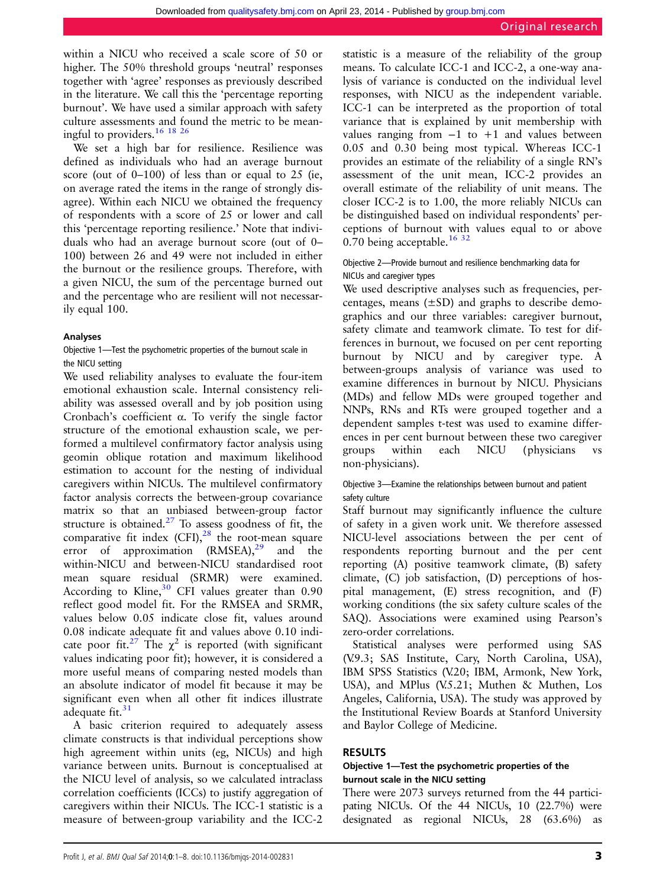within a NICU who received a scale score of 50 or higher. The 50% threshold groups 'neutral' responses together with 'agree' responses as previously described in the literature. We call this the 'percentage reporting burnout'. We have used a similar approach with safety culture assessments and found the metric to be meaningful to providers.[16 18 26]

We set a high bar for resilience. Resilience was defined as individuals who had an average burnout score (out of 0–100) of less than or equal to 25 (ie, on average rated the items in the range of strongly disagree). Within each NICU we obtained the frequency of respondents with a score of 25 or lower and call this 'percentage reporting resilience.' Note that individuals who had an average burnout score (out of 0–100) between 26 and 49 were not included in either the burnout or the resilience groups. Therefore, with a given NICU, the sum of the percentage burned out and the percentage who are resilient will not necessarily equal 100.

### Analyses

#### Objective 1—Test the psychometric properties of the burnout scale in the NICU setting

We used reliability analyses to evaluate the four-item emotional exhaustion scale. Internal consistency reliability was assessed overall and by job position using Cronbach's coefficient α. To verify the single factor structure of the emotional exhaustion scale, we performed a multilevel confirmatory factor analysis using geomin oblique rotation and maximum likelihood estimation to account for the nesting of individual caregivers within NICUs. The multilevel confirmatory factor analysis corrects the between-group covariance matrix so that an unbiased between-group factor structure is obtained.[27] To assess goodness of fit, the comparative fit index (CFI),[28] the root-mean square error of approximation (RMSEA),[29] and the within-NICU and between-NICU standardised root mean square residual (SRMR) were examined. According to Kline,[30] CFI values greater than 0.90 reflect good model fit. For the RMSEA and SRMR, values below 0.05 indicate close fit, values around 0.08 indicate adequate fit and values above 0.10 indicate poor fit.[27] The $\chi^2$ is reported (with significant values indicating poor fit); however, it is considered a more useful means of comparing nested models than an absolute indicator of model fit because it may be significant even when all other fit indices illustrate adequate fit.[31]

A basic criterion required to adequately assess climate constructs is that individual perceptions show high agreement within units (eg, NICUs) and high variance between units. Burnout is conceptualised at the NICU level of analysis, so we calculated intraclass correlation coefficients (ICCs) to justify aggregation of caregivers within their NICUs. The ICC-1 statistic is a measure of between-group variability and the ICC-2 statistic is a measure of the reliability of the group means. To calculate ICC-1 and ICC-2, a one-way analysis of variance is conducted on the individual level responses, with NICU as the independent variable. ICC-1 can be interpreted as the proportion of total variance that is explained by unit membership with values ranging from −1 to +1 and values between 0.05 and 0.30 being most typical. Whereas ICC-1 provides an estimate of the reliability of a single RN's assessment of the unit mean, ICC-2 provides an overall estimate of the reliability of unit means. The closer ICC-2 is to 1.00, the more reliably NICUs can be distinguished based on individual respondents' perceptions of burnout with values equal to or above 0.70 being acceptable.[16 32]

#### Objective 2—Provide burnout and resilience benchmarking data for NICUs and caregiver types

We used descriptive analyses such as frequencies, percentages, means (±SD) and graphs to describe demographics and our three variables: caregiver burnout, safety climate and teamwork climate. To test for differences in burnout, we focused on per cent reporting burnout by NICU and by caregiver type. A between-groups analysis of variance was used to examine differences in burnout by NICU. Physicians (MDs) and fellow MDs were grouped together and NNPs, RNs and RTs were grouped together and a dependent samples t-test was used to examine differences in per cent burnout between these two caregiver groups within each NICU (physicians vs non-physicians).

#### Objective 3—Examine the relationships between burnout and patient safety culture

Staff burnout may significantly influence the culture of safety in a given work unit. We therefore assessed NICU-level associations between the per cent of respondents reporting burnout and the per cent reporting (A) positive teamwork climate, (B) safety climate, (C) job satisfaction, (D) perceptions of hospital management, (E) stress recognition, and (F) working conditions (the six safety culture scales of the SAQ). Associations were examined using Pearson's zero-order correlations.

Statistical analyses were performed using SAS (V.9.3; SAS Institute, Cary, North Carolina, USA), IBM SPSS Statistics (V.20; IBM, Armonk, New York, USA), and MPlus (V.5.21; Muthen & Muthen, Los Angeles, California, USA). The study was approved by the Institutional Review Boards at Stanford University and Baylor College of Medicine.

## RESULTS

### Objective 1—Test the psychometric properties of the burnout scale in the NICU setting

There were 2073 surveys returned from the 44 participating NICUs. Of the 44 NICUs, 10 (22.7%) were designated as regional NICUs, 28 (63.6%) as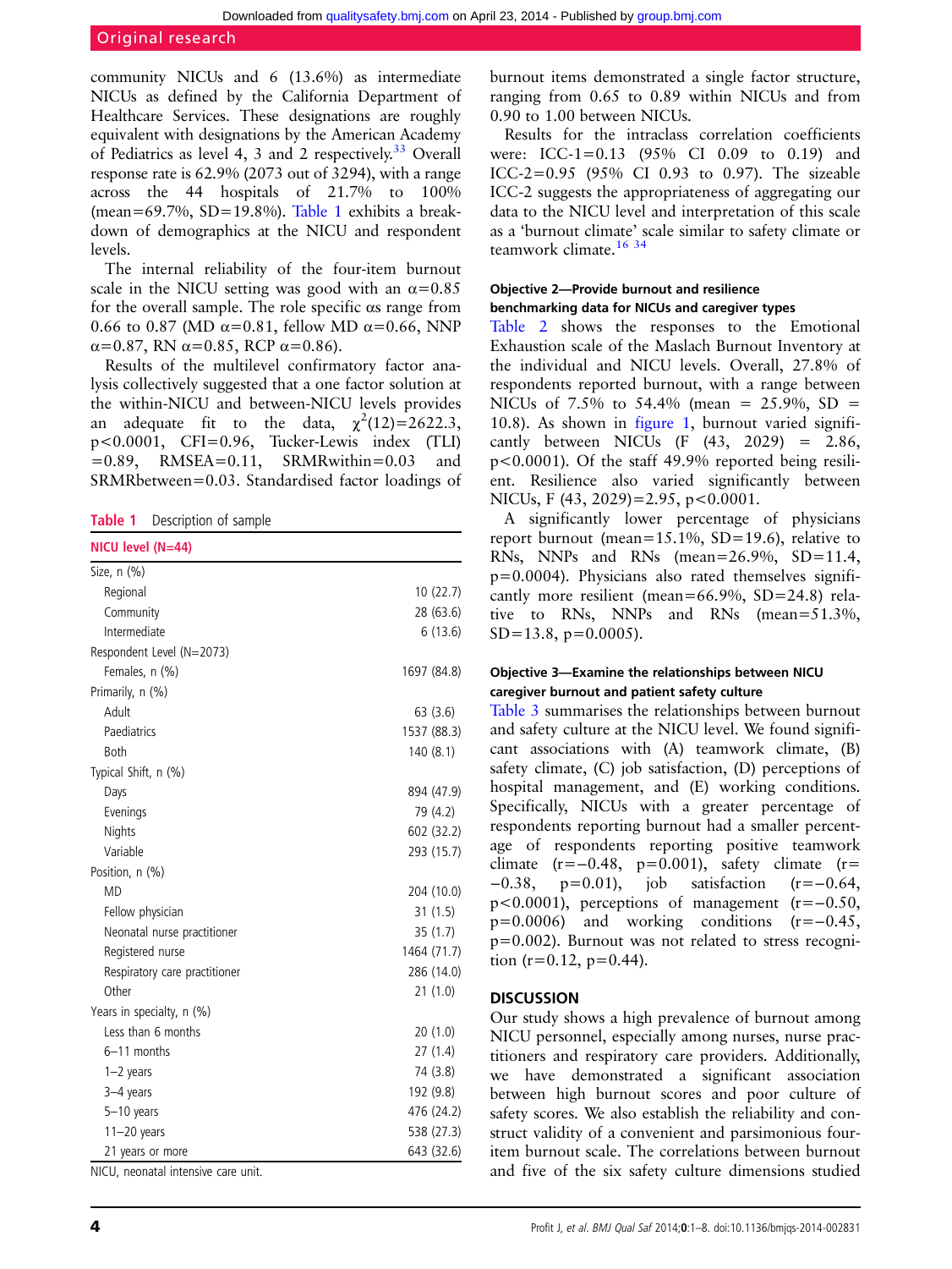community NICUs and 6 (13.6%) as intermediate NICUs as defined by the California Department of Healthcare Services. These designations are roughly equivalent with designations by the American Academy of Pediatrics as level 4, 3 and 2 respectively.[33] Overall response rate is 62.9% (2073 out of 3294), with a range across the 44 hospitals of 21.7% to 100% (mean=69.7%, SD=19.8%). Table 1 exhibits a breakdown of demographics at the NICU and respondent levels.

The internal reliability of the four-item burnout scale in the NICU setting was good with an α=0.85 for the overall sample. The role specific αs range from 0.66 to 0.87 (MD α=0.81, fellow MD α=0.66, NNP α=0.87, RN α=0.85, RCP α=0.86).

Results of the multilevel confirmatory factor analysis collectively suggested that a one factor solution at the within-NICU and between-NICU levels provides an adequate fit to the data, $\chi^2(12)=2622.3$, $p<0.0001$, CFI=0.96, Tucker-Lewis index (TLI) =0.89, RMSEA=0.11, SRMRwithin=0.03 and SRMRbetween=0.03. Standardised factor loadings of burnout items demonstrated a single factor structure, ranging from 0.65 to 0.89 within NICUs and from 0.90 to 1.00 between NICUs.

**Table 1** Description of sample

| NICU level (N=44) | |
|---|---|
| Size, n (%) | |
| Regional | 10 (22.7) |
| Community | 28 (63.6) |
| Intermediate | 6 (13.6) |
| Respondent Level (N=2073) | |
| Females, n (%) | 1697 (84.8) |
| Primarily, n (%) | |
| Adult | 63 (3.6) |
| Paediatrics | 1537 (88.3) |
| Both | 140 (8.1) |
| Typical Shift, n (%) | |
| Days | 894 (47.9) |
| Evenings | 79 (4.2) |
| Nights | 602 (32.2) |
| Variable | 293 (15.7) |
| Position, n (%) | |
| MD | 204 (10.0) |
| Fellow physician | 31 (1.5) |
| Neonatal nurse practitioner | 35 (1.7) |
| Registered nurse | 1464 (71.7) |
| Respiratory care practitioner | 286 (14.0) |
| Other | 21 (1.0) |
| Years in specialty, n (%) | |
| Less than 6 months | 20 (1.0) |
| 6–11 months | 27 (1.4) |
| 1–2 years | 74 (3.8) |
| 3–4 years | 192 (9.8) |
| 5–10 years | 476 (24.2) |
| 11–20 years | 538 (27.3) |
| 21 years or more | 643 (32.6) |

NICU, neonatal intensive care unit.

Results for the intraclass correlation coefficients were: ICC-1=0.13 (95% CI 0.09 to 0.19) and ICC-2=0.95 (95% CI 0.93 to 0.97). The sizeable ICC-2 suggests the appropriateness of aggregating our data to the NICU level and interpretation of this scale as a 'burnout climate' scale similar to safety climate or teamwork climate.[16 34]

#### Objective 2—Provide burnout and resilience benchmarking data for NICUs and caregiver types

Table 2 shows the responses to the Emotional Exhaustion scale of the Maslach Burnout Inventory at the individual and NICU levels. Overall, 27.8% of respondents reported burnout, with a range between NICUs of 7.5% to 54.4% (mean = 25.9%, SD = 10.8). As shown in figure 1, burnout varied significantly between NICUs ($F$ (43, 2029) = 2.86, $p<0.0001$. Of the staff 49.9% reported being resilient. Resilience also varied significantly between NICUs, $F$ (43, 2029)=2.95, $p<0.0001$.

A significantly lower percentage of physicians report burnout (mean=15.1%, SD=19.6), relative to RNs, NNPs and RNs (mean=26.9%, SD=11.4, p=0.0004). Physicians also rated themselves significantly more resilient (mean=66.9%, SD=24.8) relative to RNs, NNPs and RNs (mean=51.3%, SD=13.8, p=0.0005).

#### Objective 3—Examine the relationships between NICU caregiver burnout and patient safety culture

Table 3 summarises the relationships between burnout and safety culture at the NICU level. We found significant associations with (A) teamwork climate, (B) safety climate, (C) job satisfaction, (D) perceptions of hospital management, and (E) working conditions. Specifically, NICUs with a greater percentage of respondents reporting burnout had a smaller percentage of respondents reporting positive teamwork climate (r=−0.48, p=0.001), safety climate (r=−0.38, p=0.01), job satisfaction (r=−0.64, p<0.0001), perceptions of management (r=−0.50, p=0.0006) and working conditions (r=−0.45, p=0.002). Burnout was not related to stress recognition (r=0.12, p=0.44).

## DISCUSSION

Our study shows a high prevalence of burnout among NICU personnel, especially among nurses, nurse practitioners and respiratory care providers. Additionally, we have demonstrated a significant association between high burnout scores and poor culture of safety scores. We also establish the reliability and construct validity of a convenient and parsimonious four-item burnout scale. The correlations between burnout and five of the six safety culture dimensions studied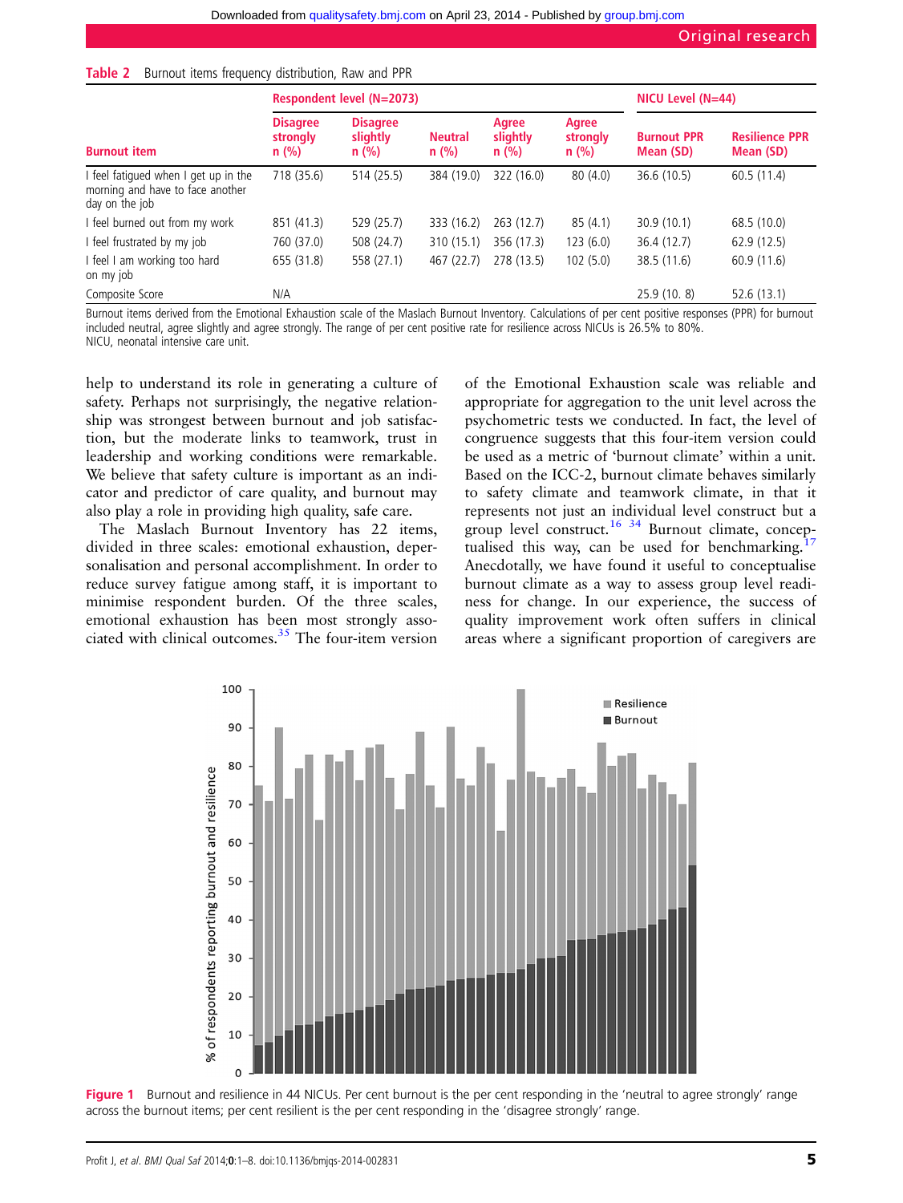Table 2 Burnout items frequency distribution, Raw and PPR

| Burnout item | Respondent level (N=2073) | | | | | NICU Level (N=44) | |
|---|---|---|---|---|---|---|---|
| | Disagree strongly n (%) | Disagree slightly n (%) | Neutral n (%) | Agree slightly n (%) | Agree strongly n (%) | Burnout PPR Mean (SD) | Resilience PPR Mean (SD) |
| I feel fatigued when I get up in the morning and have to face another day on the job | 718 (35.6) | 514 (25.5) | 384 (19.0) | 322 (16.0) | 80 (4.0) | 36.6 (10.5) | 60.5 (11.4) |
| I feel burned out from my work | 851 (41.3) | 529 (25.7) | 333 (16.2) | 263 (12.7) | 85 (4.1) | 30.9 (10.1) | 68.5 (10.0) |
| I feel frustrated by my job | 760 (37.0) | 508 (24.7) | 310 (15.1) | 356 (17.3) | 123 (6.0) | 36.4 (12.7) | 62.9 (12.5) |
| I feel I am working too hard on my job | 655 (31.8) | 558 (27.1) | 467 (22.7) | 278 (13.5) | 102 (5.0) | 38.5 (11.6) | 60.9 (11.6) |
| Composite Score | N/A | | | | | 25.9 (10. 8) | 52.6 (13.1) |

Burnout items derived from the Emotional Exhaustion scale of the Maslach Burnout Inventory. Calculations of per cent positive responses (PPR) for burnout included neutral, agree slightly and agree strongly. The range of per cent positive rate for resilience across NICUs is 26.5% to 80%.
NICU, neonatal intensive care unit.

help to understand its role in generating a culture of safety. Perhaps not surprisingly, the negative relationship was strongest between burnout and job satisfaction, but the moderate links to teamwork, trust in leadership and working conditions were remarkable. We believe that safety culture is important as an indicator and predictor of care quality, and burnout may also play a role in providing high quality, safe care.

The Maslach Burnout Inventory has 22 items, divided in three scales: emotional exhaustion, depersonalisation and personal accomplishment. In order to reduce survey fatigue among staff, it is important to minimise respondent burden. Of the three scales, emotional exhaustion has been most strongly associated with clinical outcomes.[35] The four-item version of the Emotional Exhaustion scale was reliable and appropriate for aggregation to the unit level across the psychometric tests we conducted. In fact, the level of congruence suggests that this four-item version could be used as a metric of 'burnout climate' within a unit. Based on the ICC-2, burnout climate behaves similarly to safety climate and teamwork climate, in that it represents not just an individual level construct but a group level construct.[16 34] Burnout climate, conceptualised this way, can be used for benchmarking.[17] Anecdotally, we have found it useful to conceptualise burnout climate as a way to assess group level readiness for change. In our experience, the success of quality improvement work often suffers in clinical areas where a significant proportion of caregivers are

Figure 1 Burnout and resilience in 44 NICUs. Per cent burnout is the per cent responding in the 'neutral to agree strongly' range across the burnout items; per cent resilient is the per cent responding in the 'disagree strongly' range.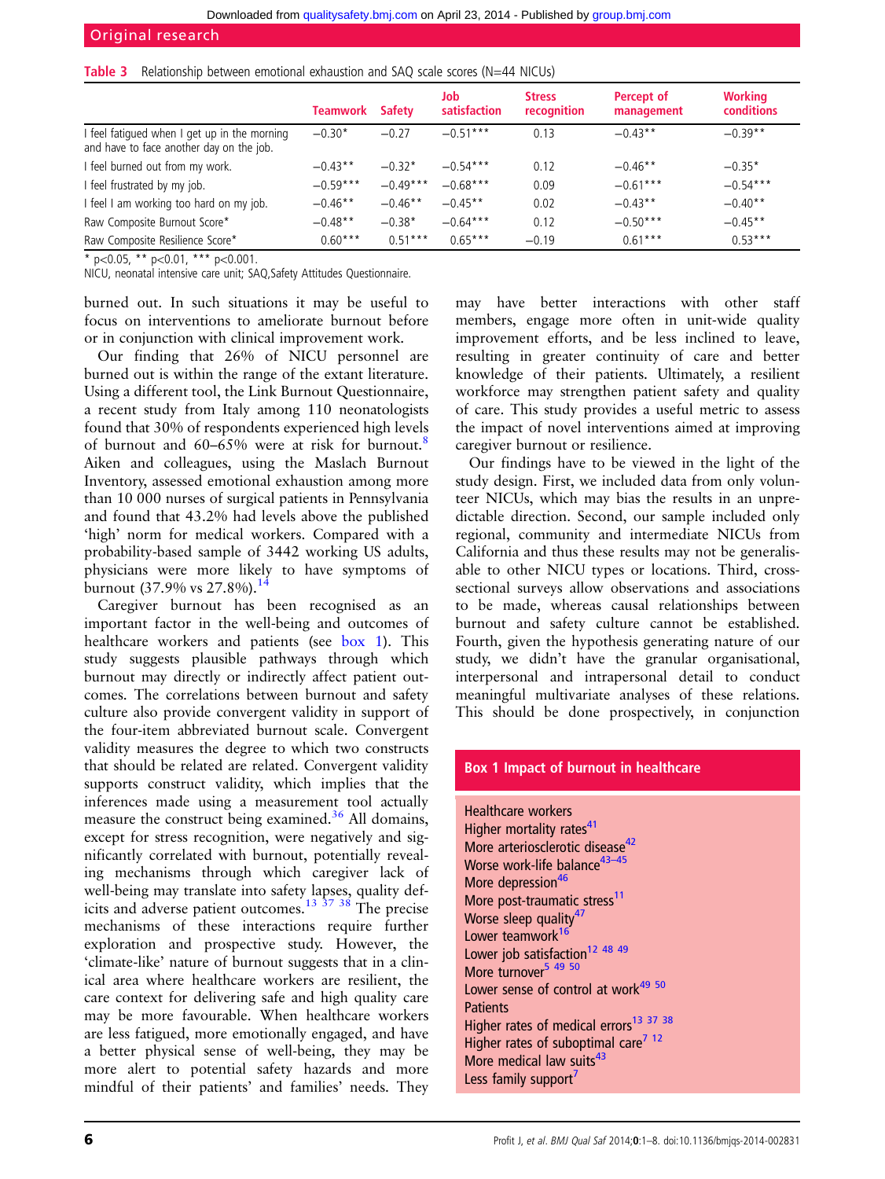**Table 3** Relationship between emotional exhaustion and SAQ scale scores (N=44 NICUs)

| | Teamwork | Safety | Job satisfaction | Stress recognition | Percept of management | Working conditions |
|---|---|---|---|---|---|---|
| I feel fatigued when I get up in the morning and have to face another day on the job. | −0.30* | −0.27 | −0.51*** | 0.13 | −0.43** | −0.39** |
| I feel burned out from my work. | −0.43** | −0.32* | −0.54*** | 0.12 | −0.46** | −0.35* |
| I feel frustrated by my job. | −0.59*** | −0.49*** | −0.68*** | 0.09 | −0.61*** | −0.54*** |
| I feel I am working too hard on my job. | −0.46** | −0.46** | −0.45** | 0.02 | −0.43** | −0.40** |
| Raw Composite Burnout Score* | −0.48** | −0.38* | −0.64*** | 0.12 | −0.50*** | −0.45** |
| Raw Composite Resilience Score* | 0.60*** | 0.51*** | 0.65*** | −0.19 | 0.61*** | 0.53*** |

* p<0.05, ** p<0.01, *** p<0.001.
NICU, neonatal intensive care unit; SAQ,Safety Attitudes Questionnaire.

burned out. In such situations it may be useful to focus on interventions to ameliorate burnout before or in conjunction with clinical improvement work.

Our finding that 26% of NICU personnel are burned out is within the range of the extant literature. Using a different tool, the Link Burnout Questionnaire, a recent study from Italy among 110 neonatologists found that 30% of respondents experienced high levels of burnout and 60–65% were at risk for burnout.[8] Aiken and colleagues, using the Maslach Burnout Inventory, assessed emotional exhaustion among more than 10 000 nurses of surgical patients in Pennsylvania and found that 43.2% had levels above the published 'high' norm for medical workers. Compared with a probability-based sample of 3442 working US adults, physicians were more likely to have symptoms of burnout (37.9% vs 27.8%).[14]

Caregiver burnout has been recognised as an important factor in the well-being and outcomes of healthcare workers and patients (see box 1). This study suggests plausible pathways through which burnout may directly or indirectly affect patient outcomes. The correlations between burnout and safety culture also provide convergent validity in support of the four-item abbreviated burnout scale. Convergent validity measures the degree to which two constructs that should be related are related. Convergent validity supports construct validity, which implies that the inferences made using a measurement tool actually measure the construct being examined.[36] All domains, except for stress recognition, were negatively and significantly correlated with burnout, potentially revealing mechanisms through which caregiver lack of well-being may translate into safety lapses, quality deficits and adverse patient outcomes.[13 37 38] The precise mechanisms of these interactions require further exploration and prospective study. However, the 'climate-like' nature of burnout suggests that in a clinical area where healthcare workers are resilient, the care context for delivering safe and high quality care may be more favourable. When healthcare workers are less fatigued, more emotionally engaged, and have a better physical sense of well-being, they may be more alert to potential safety hazards and more mindful of their patients' and families' needs. They may have better interactions with other staff members, engage more often in unit-wide quality improvement efforts, and be less inclined to leave, resulting in greater continuity of care and better knowledge of their patients. Ultimately, a resilient workforce may strengthen patient safety and quality of care. This study provides a useful metric to assess the impact of novel interventions aimed at improving caregiver burnout or resilience.

Our findings have to be viewed in the light of the study design. First, we included data from only volunteer NICUs, which may bias the results in an unpredictable direction. Second, our sample included only regional, community and intermediate NICUs from California and thus these results may not be generalisable to other NICU types or locations. Third, cross-sectional surveys allow observations and associations to be made, whereas causal relationships between burnout and safety culture cannot be established. Fourth, given the hypothesis generating nature of our study, we didn't have the granular organisational, interpersonal and intrapersonal detail to conduct meaningful multivariate analyses of these relations. This should be done prospectively, in conjunction

**Box 1 Impact of burnout in healthcare**

Healthcare workers
- Higher mortality rates[41]
- More arteriosclerotic disease[42]
- Worse work-life balance[43–45]
- More depression[46]
- More post-traumatic stress[11]
- Worse sleep quality[47]
- Lower teamwork[16]
- Lower job satisfaction[12 48 49]
- More turnover[5 49 50]
- Lower sense of control at work[49 50]

Patients
- Higher rates of medical errors[13 37 38]
- Higher rates of suboptimal care[7 12]
- More medical law suits[43]
- Less family support[7]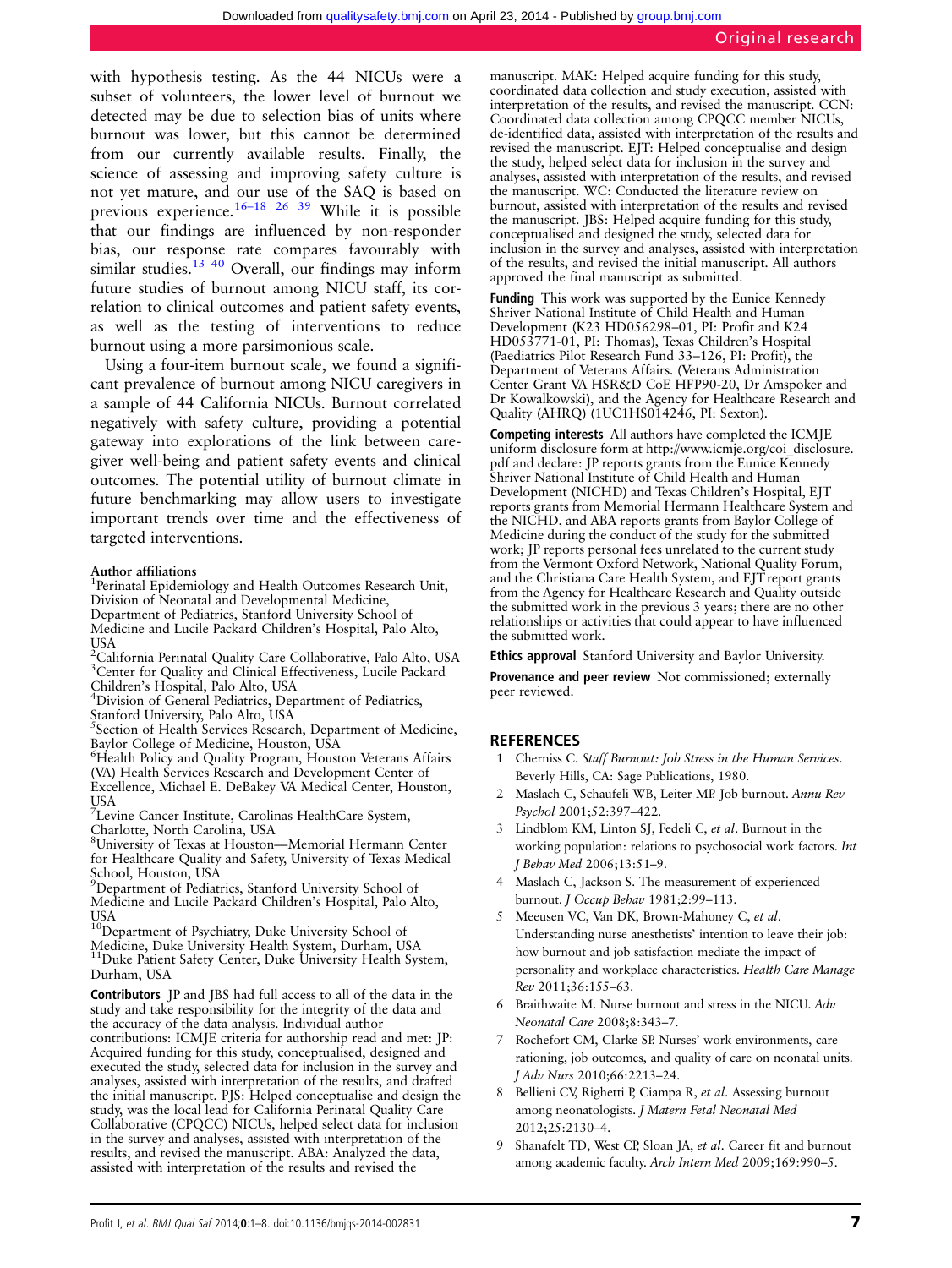with hypothesis testing. As the 44 NICUs were a subset of volunteers, the lower level of burnout we detected may be due to selection bias of units where burnout was lower, but this cannot be determined from our currently available results. Finally, the science of assessing and improving safety culture is not yet mature, and our use of the SAQ is based on previous experience.[16–18 26 39] While it is possible that our findings are influenced by non-responder bias, our response rate compares favourably with similar studies.[13 40] Overall, our findings may inform future studies of burnout among NICU staff, its correlation to clinical outcomes and patient safety events, as well as the testing of interventions to reduce burnout using a more parsimonious scale.

Using a four-item burnout scale, we found a significant prevalence of burnout among NICU caregivers in a sample of 44 California NICUs. Burnout correlated negatively with safety culture, providing a potential gateway into explorations of the link between caregiver well-being and patient safety events and clinical outcomes. The potential utility of burnout climate in future benchmarking may allow users to investigate important trends over time and the effectiveness of targeted interventions.

**Author affiliations**
[1]Perinatal Epidemiology and Health Outcomes Research Unit, Division of Neonatal and Developmental Medicine, Department of Pediatrics, Stanford University School of Medicine and Lucile Packard Children's Hospital, Palo Alto, USA
[2]California Perinatal Quality Care Collaborative, Palo Alto, USA
[3]Center for Quality and Clinical Effectiveness, Lucile Packard Children's Hospital, Palo Alto, USA
[4]Division of General Pediatrics, Department of Pediatrics, Stanford University, Palo Alto, USA
[5]Section of Health Services Research, Department of Medicine, Baylor College of Medicine, Houston, USA
[6]Health Policy and Quality Program, Houston Veterans Affairs (VA) Health Services Research and Development Center of Excellence, Michael E. DeBakey VA Medical Center, Houston, USA
[7]Levine Cancer Institute, Carolinas HealthCare System, Charlotte, North Carolina, USA
[8]University of Texas at Houston—Memorial Hermann Center for Healthcare Quality and Safety, University of Texas Medical School, Houston, USA
[9]Department of Pediatrics, Stanford University School of Medicine and Lucile Packard Children's Hospital, Palo Alto, USA
[10]Department of Psychiatry, Duke University School of Medicine, Duke University Health System, Durham, USA
[11]Duke Patient Safety Center, Duke University Health System, Durham, USA

**Contributors** JP and JBS had full access to all of the data in the study and take responsibility for the integrity of the data and the accuracy of the data analysis. Individual author contributions: ICMJE criteria for authorship read and met: JP: Acquired funding for this study, conceptualised, designed and executed the study, selected data for inclusion in the survey and analyses, assisted with interpretation of the results, and drafted the initial manuscript. PJS: Helped conceptualise and design the study, was the local lead for California Perinatal Quality Care Collaborative (CPQCC) NICUs, helped select data for inclusion in the survey and analyses, assisted with interpretation of the results, and revised the manuscript. ABA: Analyzed the data, assisted with interpretation of the results and revised the manuscript. MAK: Helped acquire funding for this study, coordinated data collection and study execution, assisted with interpretation of the results, and revised the manuscript. CCN: Coordinated data collection among CPQCC member NICUs, de-identified data, assisted with interpretation of the results and revised the manuscript. EJT: Helped conceptualise and design the study, helped select data for inclusion in the survey and analyses, assisted with interpretation of the results, and revised the manuscript. WC: Conducted the literature review on burnout, assisted with interpretation of the results and revised the manuscript. JBS: Helped acquire funding for this study, conceptualised and designed the study, selected data for inclusion in the survey and analyses, assisted with interpretation of the results, and revised the initial manuscript. All authors approved the final manuscript as submitted.

**Funding** This work was supported by the Eunice Kennedy Shriver National Institute of Child Health and Human Development (K23 HD056298–01, PI: Profit and K24 HD053771-01, PI: Thomas), Texas Children's Hospital (Paediatrics Pilot Research Fund 33–126, PI: Profit), the Department of Veterans Affairs. (Veterans Administration Center Grant VA HSR&D CoE HFP90-20, Dr Amspoker and Dr Kowalkowski), and the Agency for Healthcare Research and Quality (AHRQ) (1UC1HS014246, PI: Sexton).

**Competing interests** All authors have completed the ICMJE uniform disclosure form at http://www.icmje.org/coi_disclosure.pdf and declare: JP reports grants from the Eunice Kennedy Shriver National Institute of Child Health and Human Development (NICHD) and Texas Children's Hospital, EJT reports grants from Memorial Hermann Healthcare System and the NICHD, and ABA reports grants from Baylor College of Medicine during the conduct of the study for the submitted work; JP reports personal fees unrelated to the current study from the Vermont Oxford Network, National Quality Forum, and the Christiana Care Health System, and EJT report grants from the Agency for Healthcare Research and Quality outside the submitted work in the previous 3 years; there are no other relationships or activities that could appear to have influenced the submitted work.

**Ethics approval** Stanford University and Baylor University.

**Provenance and peer review** Not commissioned; externally peer reviewed.

## REFERENCES

1. Cherniss C. *Staff Burnout: Job Stress in the Human Services*. Beverly Hills, CA: Sage Publications, 1980.
2. Maslach C, Schaufeli WB, Leiter MP. Job burnout. *Annu Rev Psychol* 2001;52:397–422.
3. Lindblom KM, Linton SJ, Fedeli C, *et al*. Burnout in the working population: relations to psychosocial work factors. *Int J Behav Med* 2006;13:51–9.
4. Maslach C, Jackson S. The measurement of experienced burnout. *J Occup Behav* 1981;2:99–113.
5. Meeusen VC, Van DK, Brown-Mahoney C, *et al*. Understanding nurse anesthetists' intention to leave their job: how burnout and job satisfaction mediate the impact of personality and workplace characteristics. *Health Care Manage Rev* 2011;36:155–63.
6. Braithwaite M. Nurse burnout and stress in the NICU. *Adv Neonatal Care* 2008;8:343–7.
7. Rochefort CM, Clarke SP. Nurses' work environments, care rationing, job outcomes, and quality of care on neonatal units. *J Adv Nurs* 2010;66:2213–24.
8. Bellieni CV, Righetti P, Ciampa R, *et al*. Assessing burnout among neonatologists. *J Matern Fetal Neonatal Med* 2012;25:2130–4.
9. Shanafelt TD, West CP, Sloan JA, *et al*. Career fit and burnout among academic faculty. *Arch Intern Med* 2009;169:990–5.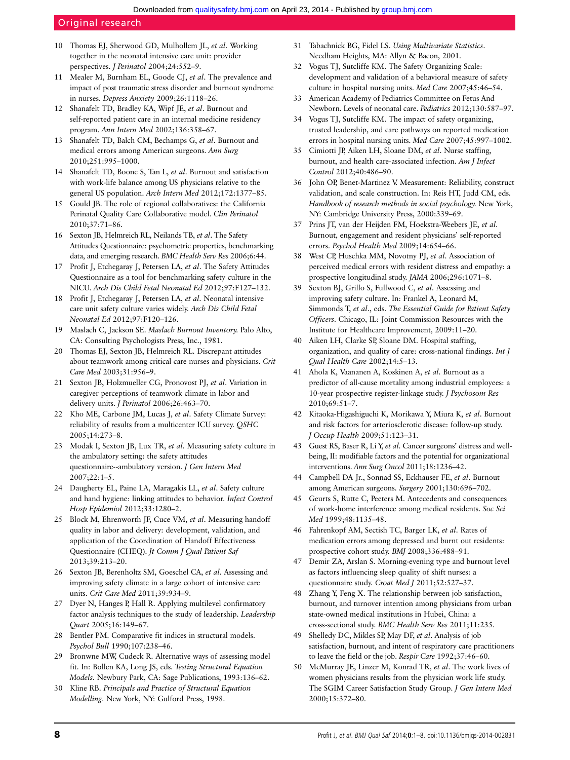10 Thomas EJ, Sherwood GD, Mulhollem JL, *et al*. Working together in the neonatal intensive care unit: provider perspectives. *J Perinatol* 2004;24:552–9.

11 Mealer M, Burnham EL, Goode CJ, *et al*. The prevalence and impact of post traumatic stress disorder and burnout syndrome in nurses. *Depress Anxiety* 2009;26:1118–26.

12 Shanafelt TD, Bradley KA, Wipf JE, *et al*. Burnout and self-reported patient care in an internal medicine residency program. *Ann Intern Med* 2002;136:358–67.

13 Shanafelt TD, Balch CM, Bechamps G, *et al*. Burnout and medical errors among American surgeons. *Ann Surg* 2010;251:995–1000.

14 Shanafelt TD, Boone S, Tan L, *et al*. Burnout and satisfaction with work-life balance among US physicians relative to the general US population. *Arch Intern Med* 2012;172:1377–85.

15 Gould JB. The role of regional collaboratives: the California Perinatal Quality Care Collaborative model. *Clin Perinatol* 2010;37:71–86.

16 Sexton JB, Helmreich RL, Neilands TB, *et al*. The Safety Attitudes Questionnaire: psychometric properties, benchmarking data, and emerging research. *BMC Health Serv Res* 2006;6:44.

17 Profit J, Etchegaray J, Petersen LA, *et al*. The Safety Attitudes Questionnaire as a tool for benchmarking safety culture in the NICU. *Arch Dis Child Fetal Neonatal Ed* 2012;97:F127–132.

18 Profit J, Etchegaray J, Petersen LA, *et al*. Neonatal intensive care unit safety culture varies widely. *Arch Dis Child Fetal Neonatal Ed* 2012;97:F120–126.

19 Maslach C, Jackson SE. *Maslach Burnout Inventory*. Palo Alto, CA: Consulting Psychologists Press, Inc., 1981.

20 Thomas EJ, Sexton JB, Helmreich RL. Discrepant attitudes about teamwork among critical care nurses and physicians. *Crit Care Med* 2003;31:956–9.

21 Sexton JB, Holzmueller CG, Pronovost PJ, *et al*. Variation in caregiver perceptions of teamwork climate in labor and delivery units. *J Perinatol* 2006;26:463–70.

22 Kho ME, Carbone JM, Lucas J, *et al*. Safety Climate Survey: reliability of results from a multicenter ICU survey. *QSHC* 2005;14:273–8.

23 Modak I, Sexton JB, Lux TR, *et al*. Measuring safety culture in the ambulatory setting: the safety attitudes questionnaire--ambulatory version. *J Gen Intern Med* 2007;22:1–5.

24 Daugherty EL, Paine LA, Maragakis LL, *et al*. Safety culture and hand hygiene: linking attitudes to behavior. *Infect Control Hosp Epidemiol* 2012;33:1280–2.

25 Block M, Ehrenworth JF, Cuce VM, *et al*. Measuring handoff quality in labor and delivery: development, validation, and application of the Coordination of Handoff Effectiveness Questionnaire (CHEQ). *Jt Comm J Qual Patient Saf* 2013;39:213–20.

26 Sexton JB, Berenholtz SM, Goeschel CA, *et al*. Assessing and improving safety climate in a large cohort of intensive care units. *Crit Care Med* 2011;39:934–9.

27 Dyer N, Hanges P, Hall R. Applying multilevel confirmatory factor analysis techniques to the study of leadership. *Leadership Quart* 2005;16:149–67.

28 Bentler PM. Comparative fit indices in structural models. *Psychol Bull* 1990;107:238–46.

29 Browne MW, Cudeck R. Alternative ways of assessing model fit. In: Bollen KA, Long JS, eds. *Testing Structural Equation Models*. Newbury Park, CA: Sage Publications, 1993:136–62.

30 Kline RB. *Principals and Practice of Structural Equation Modelling*. New York, NY: Gulford Press, 1998.

31 Tabachnick BG, Fidel LS. *Using Multivariate Statistics*. Needham Heights, MA: Allyn & Bacon, 2001.

32 Vogus TJ, Sutcliffe KM. The Safety Organizing Scale: development and validation of a behavioral measure of safety culture in hospital nursing units. *Med Care* 2007;45:46–54.

33 American Academy of Pediatrics Committee on Fetus And Newborn. Levels of neonatal care. *Pediatrics* 2012;130:587–97.

34 Vogus TJ, Sutcliffe KM. The impact of safety organizing, trusted leadership, and care pathways on reported medication errors in hospital nursing units. *Med Care* 2007;45:997–1002.

35 Cimiotti JP, Aiken LH, Sloane DM, *et al*. Nurse staffing, burnout, and health care-associated infection. *Am J Infect Control* 2012;40:486–90.

36 John OP, Benet-Martinez V. Measurement: Reliability, construct validation, and scale construction. In: Reis HT, Judd CM, eds. *Handbook of research methods in social psychology*. New York, NY: Cambridge University Press, 2000:339–69.

37 Prins JT, van der Heijden FM, Hoekstra-Weebers JE, *et al*. Burnout, engagement and resident physicians' self-reported errors. *Psychol Health Med* 2009;14:654–66.

38 West CP, Huschka MM, Novotny PJ, *et al*. Association of perceived medical errors with resident distress and empathy: a prospective longitudinal study. *JAMA* 2006;296:1071–8.

39 Sexton BJ, Grillo S, Fullwood C, *et al*. Assessing and improving safety culture. In: Frankel A, Leonard M, Simmonds T, *et al*., eds. *The Essential Guide for Patient Safety Officers*. Chicago, IL: Joint Commission Resources with the Institute for Healthcare Improvement, 2009:11–20.

40 Aiken LH, Clarke SP, Sloane DM. Hospital staffing, organization, and quality of care: cross-national findings. *Int J Qual Health Care* 2002;14:5–13.

41 Ahola K, Vaananen A, Koskinen A, *et al*. Burnout as a predictor of all-cause mortality among industrial employees: a 10-year prospective register-linkage study. *J Psychosom Res* 2010;69:51–7.

42 Kitaoka-Higashiguchi K, Morikawa Y, Miura K, *et al*. Burnout and risk factors for arteriosclerotic disease: follow-up study. *J Occup Health* 2009;51:123–31.

43 Guest RS, Baser R, Li Y, *et al*. Cancer surgeons' distress and well-being, II: modifiable factors and the potential for organizational interventions. *Ann Surg Oncol* 2011;18:1236–42.

44 Campbell DA Jr., Sonnad SS, Eckhauser FE, *et al*. Burnout among American surgeons. *Surgery* 2001;130:696–702.

45 Geurts S, Rutte C, Peeters M. Antecedents and consequences of work-home interference among medical residents. *Soc Sci Med* 1999;48:1135–48.

46 Fahrenkopf AM, Sectish TC, Barger LK, *et al*. Rates of medication errors among depressed and burnt out residents: prospective cohort study. *BMJ* 2008;336:488–91.

47 Demir ZA, Arslan S. Morning-evening type and burnout level as factors influencing sleep quality of shift nurses: a questionnaire study. *Croat Med J* 2011;52:527–37.

48 Zhang Y, Feng X. The relationship between job satisfaction, burnout, and turnover intention among physicians from urban state-owned medical institutions in Hubei, China: a cross-sectional study. *BMC Health Serv Res* 2011;11:235.

49 Shelledy DC, Mikles SP, May DF, *et al*. Analysis of job satisfaction, burnout, and intent of respiratory care practitioners to leave the field or the job. *Respir Care* 1992;37:46–60.

50 McMurray JE, Linzer M, Konrad TR, *et al*. The work lives of women physicians results from the physician work life study. The SGIM Career Satisfaction Study Group. *J Gen Intern Med* 2000;15:372–80.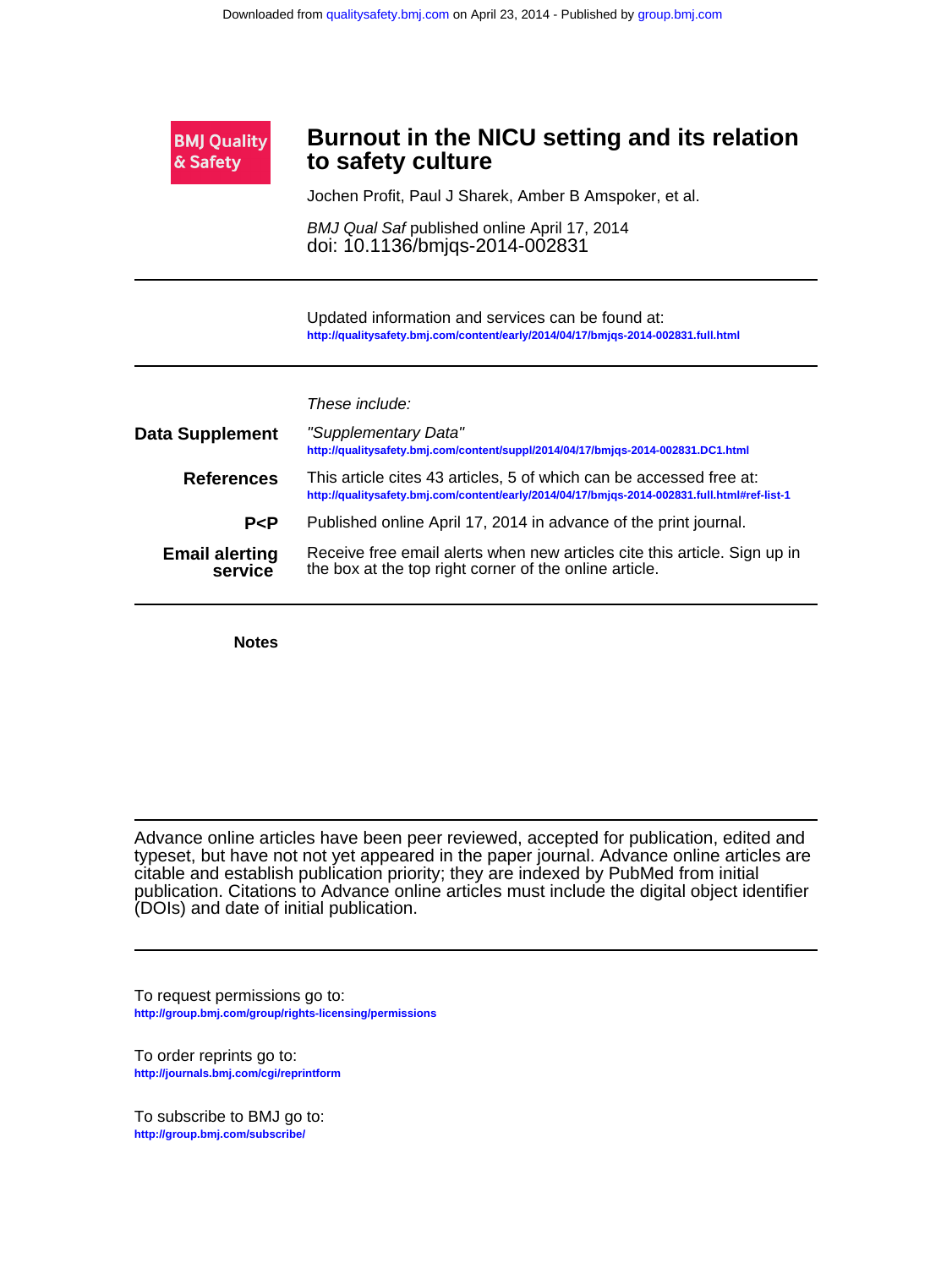Downloaded from qualitysafety.bmj.com on April 23, 2014 - Published by group.bmj.com

BMJ Quality & Safety

# Burnout in the NICU setting and its relation to safety culture

Jochen Profit, Paul J Sharek, Amber B Amspoker, et al.

*BMJ Qual Saf* published online April 17, 2014
doi: 10.1136/bmjqs-2014-002831

Updated information and services can be found at:
http://qualitysafety.bmj.com/content/early/2014/04/17/bmjqs-2014-002831.full.html

*These include:*

**Data Supplement**
*"Supplementary Data"*
http://qualitysafety.bmj.com/content/suppl/2014/04/17/bmjqs-2014-002831.DC1.html

**References**
This article cites 43 articles, 5 of which can be accessed free at:
http://qualitysafety.bmj.com/content/early/2014/04/17/bmjqs-2014-002831.full.html#ref-list-1

**P<P**
Published online April 17, 2014 in advance of the print journal.

**Email alerting service**
Receive free email alerts when new articles cite this article. Sign up in the box at the top right corner of the online article.

**Notes**

Advance online articles have been peer reviewed, accepted for publication, edited and typeset, but have not not yet appeared in the paper journal. Advance online articles are citable and establish publication priority; they are indexed by PubMed from initial publication. Citations to Advance online articles must include the digital object identifier (DOIs) and date of initial publication.

To request permissions go to:
http://group.bmj.com/group/rights-licensing/permissions

To order reprints go to:
http://journals.bmj.com/cgi/reprintform

To subscribe to BMJ go to:
http://group.bmj.com/subscribe/